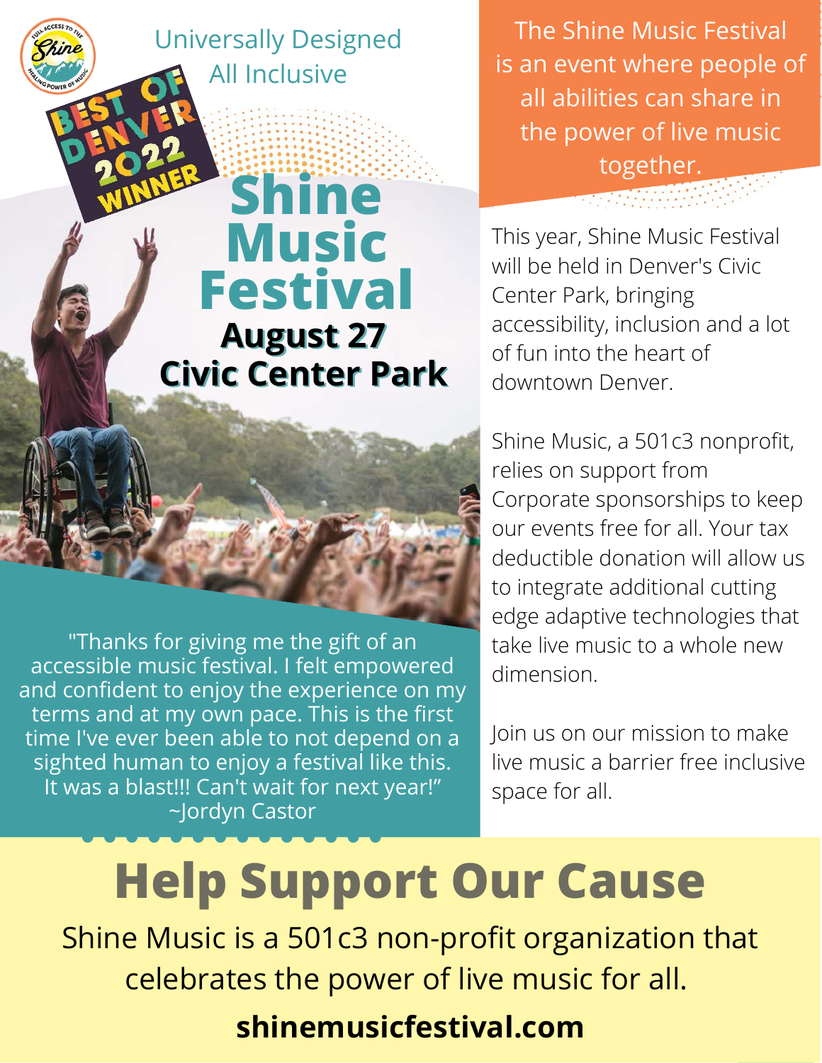Universally Designed
All Inclusive

BEST OF DENVER 2022 WINNER

# Shine Music Festival

**August 27**
**Civic Center Park**

"Thanks for giving me the gift of an accessible music festival. I felt empowered and confident to enjoy the experience on my terms and at my own pace. This is the first time I've ever been able to not depend on a sighted human to enjoy a festival like this. It was a blast!!! Can't wait for next year!"
~Jordyn Castor

The Shine Music Festival is an event where people of all abilities can share in the power of live music together.

This year, Shine Music Festival will be held in Denver's Civic Center Park, bringing accessibility, inclusion and a lot of fun into the heart of downtown Denver.

Shine Music, a 501c3 nonprofit, relies on support from Corporate sponsorships to keep our events free for all. Your tax deductible donation will allow us to integrate additional cutting edge adaptive technologies that take live music to a whole new dimension.

Join us on our mission to make live music a barrier free inclusive space for all.

## Help Support Our Cause

Shine Music is a 501c3 non-profit organization that celebrates the power of live music for all.

**shinemusicfestival.com**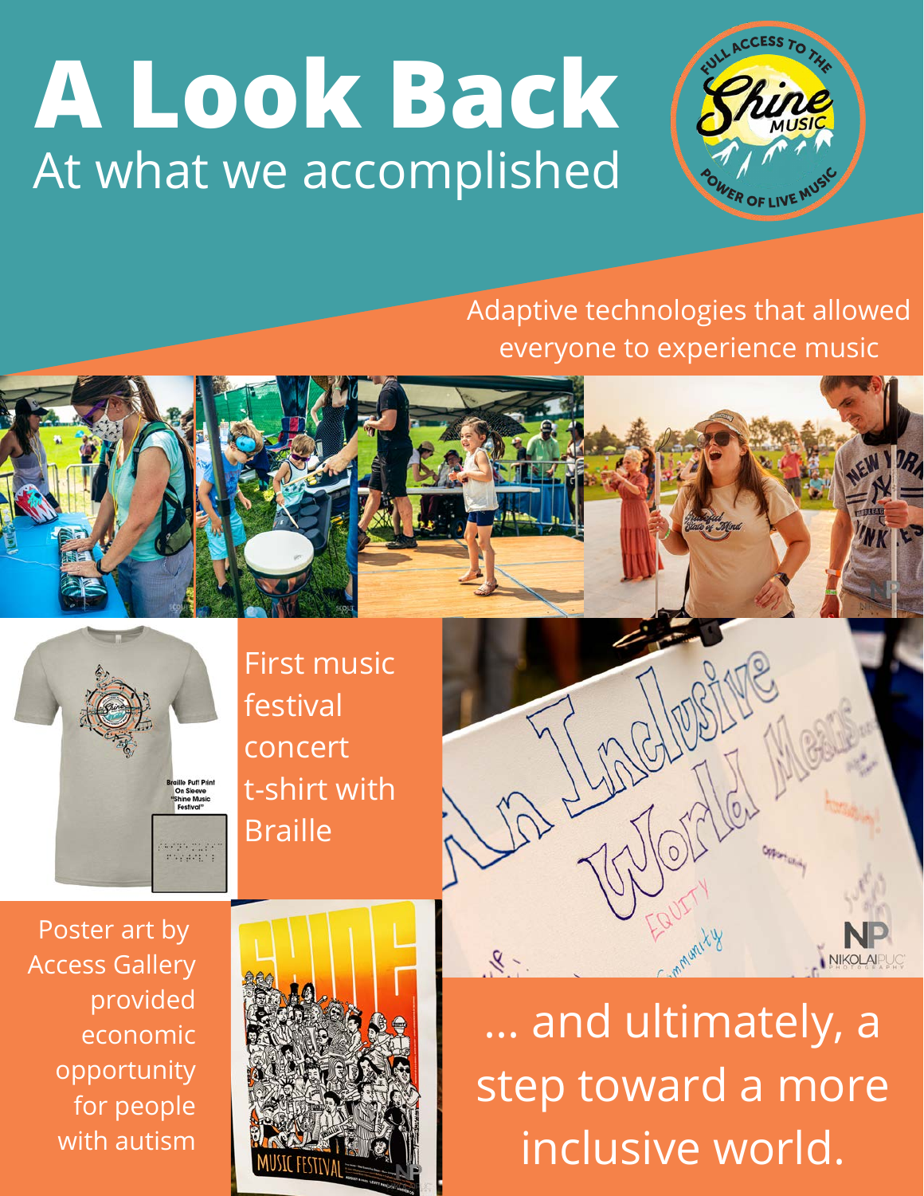# A Look Back

At what we accomplished

Adaptive technologies that allowed everyone to experience music

First music festival concert t-shirt with Braille

Poster art by Access Gallery provided economic opportunity for people with autism

... and ultimately, a step toward a more inclusive world.